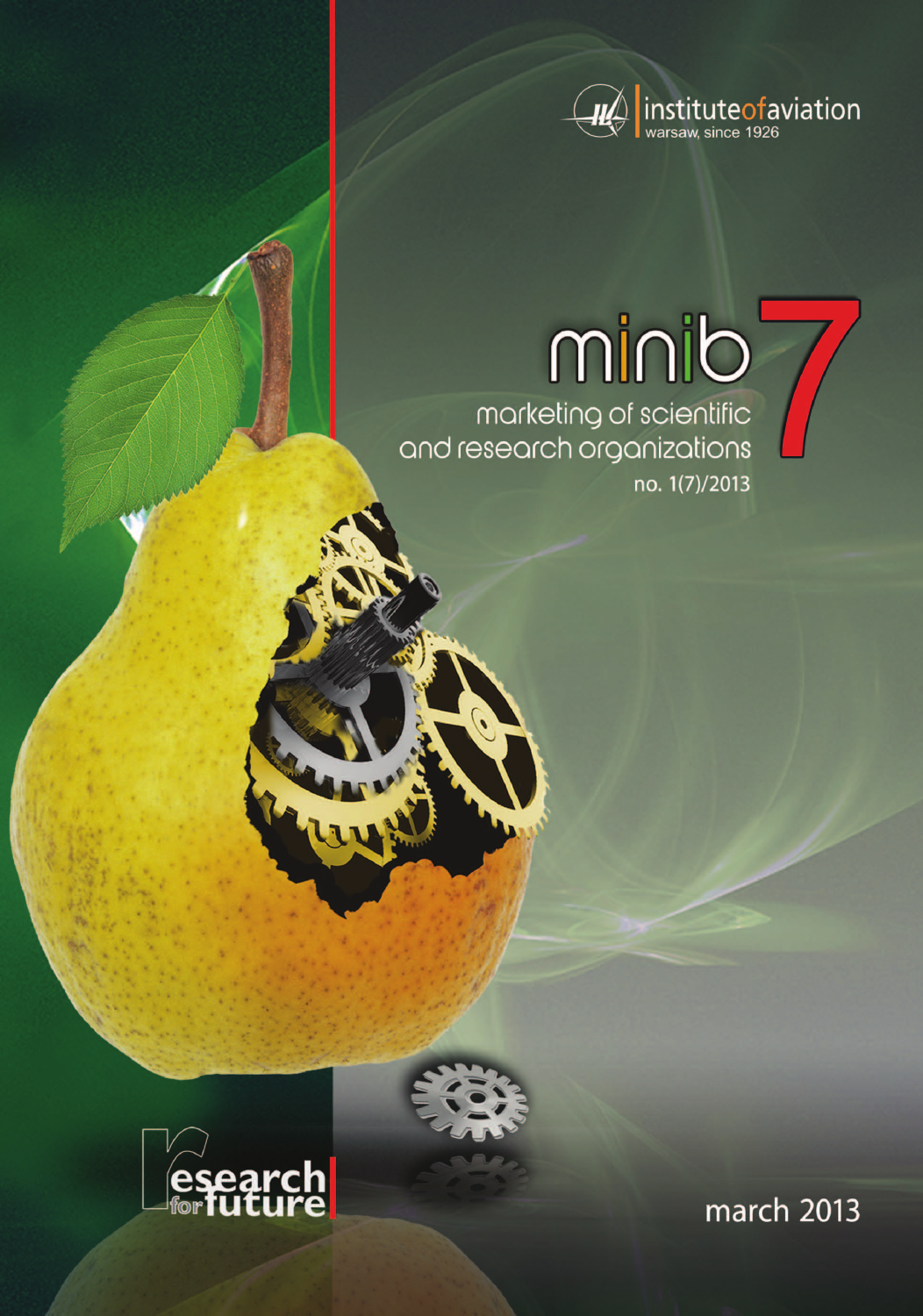institute of aviation
warsaw, since 1926

# minib 7

marketing of scientific and research organizations

no. 1(7)/2013

research for future

march 2013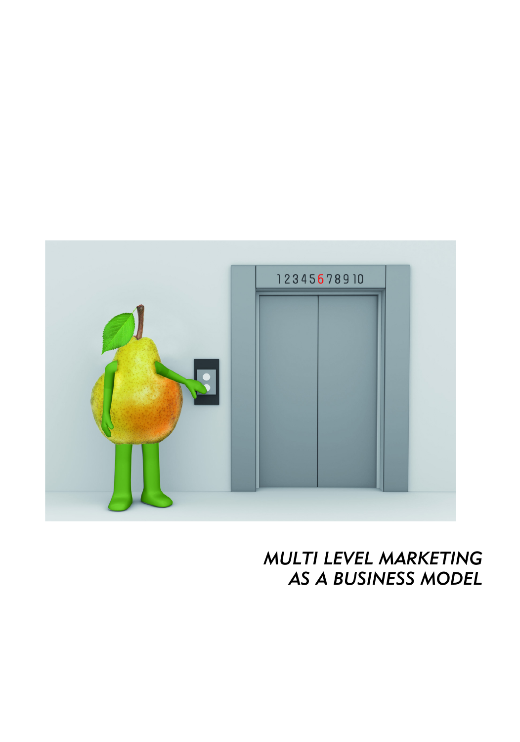*MULTI LEVEL MARKETING*
*AS A BUSINESS MODEL*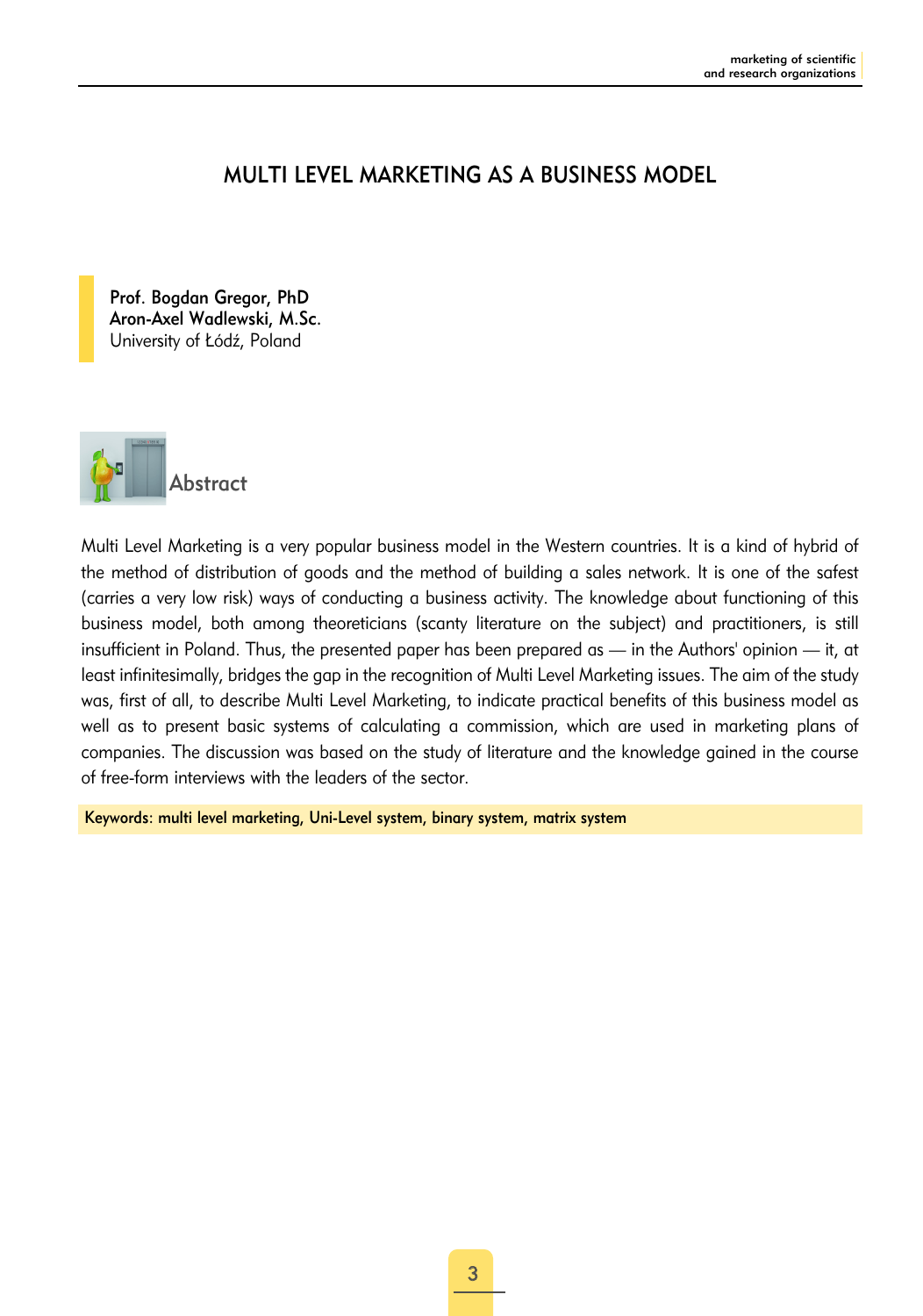# MULTI LEVEL MARKETING AS A BUSINESS MODEL

**Prof. Bogdan Gregor, PhD**
**Aron-Axel Wadlewski, M.Sc.**
University of Łódź, Poland

## Abstract

Multi Level Marketing is a very popular business model in the Western countries. It is a kind of hybrid of the method of distribution of goods and the method of building a sales network. It is one of the safest (carries a very low risk) ways of conducting a business activity. The knowledge about functioning of this business model, both among theoreticians (scanty literature on the subject) and practitioners, is still insufficient in Poland. Thus, the presented paper has been prepared as — in the Authors' opinion — it, at least infinitesimally, bridges the gap in the recognition of Multi Level Marketing issues. The aim of the study was, first of all, to describe Multi Level Marketing, to indicate practical benefits of this business model as well as to present basic systems of calculating a commission, which are used in marketing plans of companies. The discussion was based on the study of literature and the knowledge gained in the course of free-form interviews with the leaders of the sector.

**Keywords: multi level marketing, Uni-Level system, binary system, matrix system**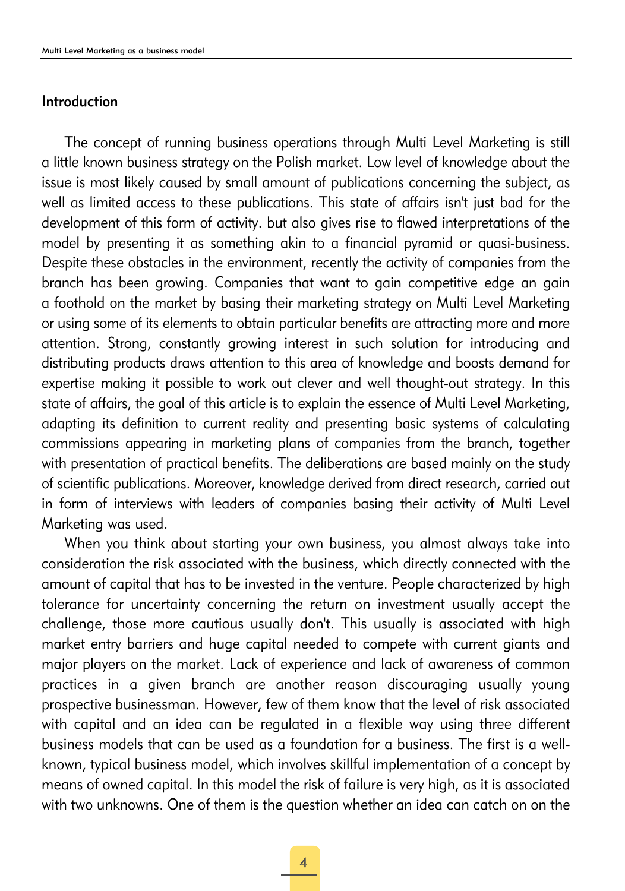## Introduction

The concept of running business operations through Multi Level Marketing is still a little known business strategy on the Polish market. Low level of knowledge about the issue is most likely caused by small amount of publications concerning the subject, as well as limited access to these publications. This state of affairs isn't just bad for the development of this form of activity. but also gives rise to flawed interpretations of the model by presenting it as something akin to a financial pyramid or quasi-business. Despite these obstacles in the environment, recently the activity of companies from the branch has been growing. Companies that want to gain competitive edge an gain a foothold on the market by basing their marketing strategy on Multi Level Marketing or using some of its elements to obtain particular benefits are attracting more and more attention. Strong, constantly growing interest in such solution for introducing and distributing products draws attention to this area of knowledge and boosts demand for expertise making it possible to work out clever and well thought-out strategy. In this state of affairs, the goal of this article is to explain the essence of Multi Level Marketing, adapting its definition to current reality and presenting basic systems of calculating commissions appearing in marketing plans of companies from the branch, together with presentation of practical benefits. The deliberations are based mainly on the study of scientific publications. Moreover, knowledge derived from direct research, carried out in form of interviews with leaders of companies basing their activity of Multi Level Marketing was used.

When you think about starting your own business, you almost always take into consideration the risk associated with the business, which directly connected with the amount of capital that has to be invested in the venture. People characterized by high tolerance for uncertainty concerning the return on investment usually accept the challenge, those more cautious usually don't. This usually is associated with high market entry barriers and huge capital needed to compete with current giants and major players on the market. Lack of experience and lack of awareness of common practices in a given branch are another reason discouraging usually young prospective businessman. However, few of them know that the level of risk associated with capital and an idea can be regulated in a flexible way using three different business models that can be used as a foundation for a business. The first is a well-known, typical business model, which involves skillful implementation of a concept by means of owned capital. In this model the risk of failure is very high, as it is associated with two unknowns. One of them is the question whether an idea can catch on on the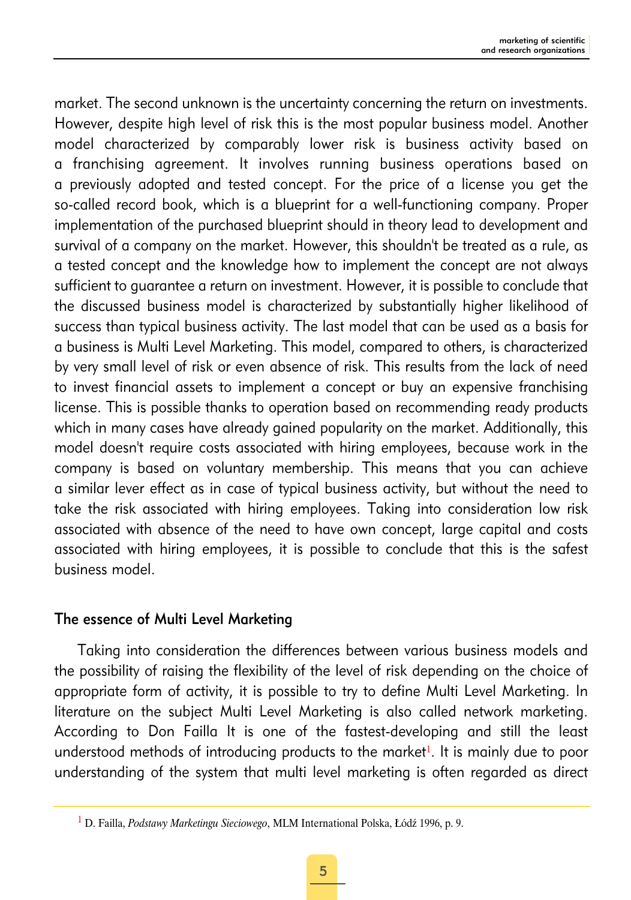market. The second unknown is the uncertainty concerning the return on investments. However, despite high level of risk this is the most popular business model. Another model characterized by comparably lower risk is business activity based on a franchising agreement. It involves running business operations based on a previously adopted and tested concept. For the price of a license you get the so-called record book, which is a blueprint for a well-functioning company. Proper implementation of the purchased blueprint should in theory lead to development and survival of a company on the market. However, this shouldn't be treated as a rule, as a tested concept and the knowledge how to implement the concept are not always sufficient to guarantee a return on investment. However, it is possible to conclude that the discussed business model is characterized by substantially higher likelihood of success than typical business activity. The last model that can be used as a basis for a business is Multi Level Marketing. This model, compared to others, is characterized by very small level of risk or even absence of risk. This results from the lack of need to invest financial assets to implement a concept or buy an expensive franchising license. This is possible thanks to operation based on recommending ready products which in many cases have already gained popularity on the market. Additionally, this model doesn't require costs associated with hiring employees, because work in the company is based on voluntary membership. This means that you can achieve a similar lever effect as in case of typical business activity, but without the need to take the risk associated with hiring employees. Taking into consideration low risk associated with absence of the need to have own concept, large capital and costs associated with hiring employees, it is possible to conclude that this is the safest business model.

## The essence of Multi Level Marketing

Taking into consideration the differences between various business models and the possibility of raising the flexibility of the level of risk depending on the choice of appropriate form of activity, it is possible to try to define Multi Level Marketing. In literature on the subject Multi Level Marketing is also called network marketing. According to Don Failla It is one of the fastest-developing and still the least understood methods of introducing products to the market[1]. It is mainly due to poor understanding of the system that multi level marketing is often regarded as direct

[1] D. Failla, *Podstawy Marketingu Sieciowego*, MLM International Polska, Łódź 1996, p. 9.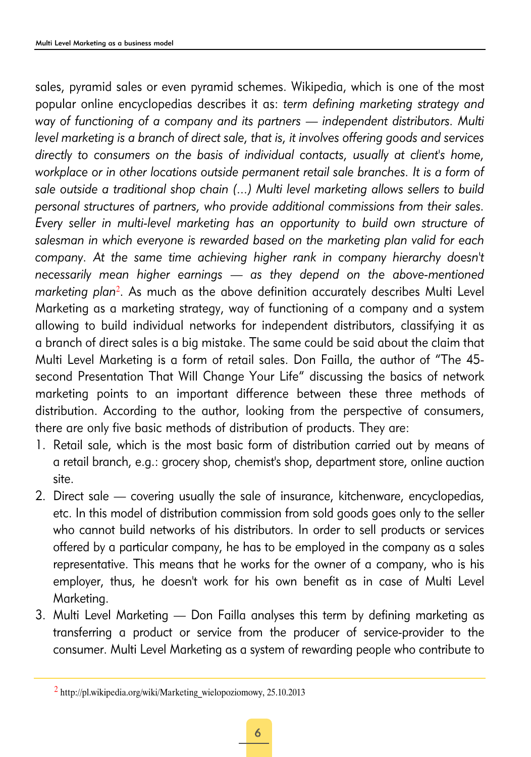sales, pyramid sales or even pyramid schemes. Wikipedia, which is one of the most popular online encyclopedias describes it as: *term defining marketing strategy and way of functioning of a company and its partners — independent distributors. Multi level marketing is a branch of direct sale, that is, it involves offering goods and services directly to consumers on the basis of individual contacts, usually at client's home, workplace or in other locations outside permanent retail sale branches. It is a form of sale outside a traditional shop chain (...) Multi level marketing allows sellers to build personal structures of partners, who provide additional commissions from their sales. Every seller in multi-level marketing has an opportunity to build own structure of salesman in which everyone is rewarded based on the marketing plan valid for each company. At the same time achieving higher rank in company hierarchy doesn't necessarily mean higher earnings — as they depend on the above-mentioned marketing plan*[2]. As much as the above definition accurately describes Multi Level Marketing as a marketing strategy, way of functioning of a company and a system allowing to build individual networks for independent distributors, classifying it as a branch of direct sales is a big mistake. The same could be said about the claim that Multi Level Marketing is a form of retail sales. Don Failla, the author of "The 45-second Presentation That Will Change Your Life" discussing the basics of network marketing points to an important difference between these three methods of distribution. According to the author, looking from the perspective of consumers, there are only five basic methods of distribution of products. They are:

1. Retail sale, which is the most basic form of distribution carried out by means of a retail branch, e.g.: grocery shop, chemist's shop, department store, online auction site.
2. Direct sale — covering usually the sale of insurance, kitchenware, encyclopedias, etc. In this model of distribution commission from sold goods goes only to the seller who cannot build networks of his distributors. In order to sell products or services offered by a particular company, he has to be employed in the company as a sales representative. This means that he works for the owner of a company, who is his employer, thus, he doesn't work for his own benefit as in case of Multi Level Marketing.
3. Multi Level Marketing — Don Failla analyses this term by defining marketing as transferring a product or service from the producer of service-provider to the consumer. Multi Level Marketing as a system of rewarding people who contribute to

[2] http://pl.wikipedia.org/wiki/Marketing_wielopoziomowy, 25.10.2013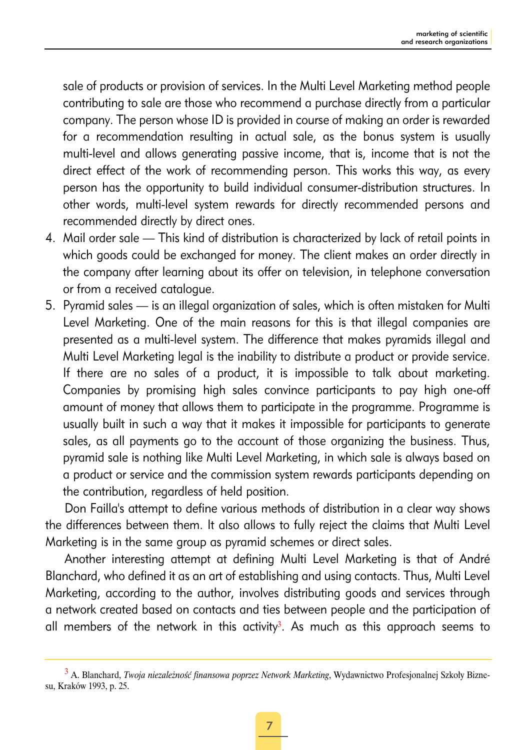sale of products or provision of services. In the Multi Level Marketing method people contributing to sale are those who recommend a purchase directly from a particular company. The person whose ID is provided in course of making an order is rewarded for a recommendation resulting in actual sale, as the bonus system is usually multi-level and allows generating passive income, that is, income that is not the direct effect of the work of recommending person. This works this way, as every person has the opportunity to build individual consumer-distribution structures. In other words, multi-level system rewards for directly recommended persons and recommended directly by direct ones.

4. Mail order sale — This kind of distribution is characterized by lack of retail points in which goods could be exchanged for money. The client makes an order directly in the company after learning about its offer on television, in telephone conversation or from a received catalogue.
5. Pyramid sales — is an illegal organization of sales, which is often mistaken for Multi Level Marketing. One of the main reasons for this is that illegal companies are presented as a multi-level system. The difference that makes pyramids illegal and Multi Level Marketing legal is the inability to distribute a product or provide service. If there are no sales of a product, it is impossible to talk about marketing. Companies by promising high sales convince participants to pay high one-off amount of money that allows them to participate in the programme. Programme is usually built in such a way that it makes it impossible for participants to generate sales, as all payments go to the account of those organizing the business. Thus, pyramid sale is nothing like Multi Level Marketing, in which sale is always based on a product or service and the commission system rewards participants depending on the contribution, regardless of held position.

Don Failla's attempt to define various methods of distribution in a clear way shows the differences between them. It also allows to fully reject the claims that Multi Level Marketing is in the same group as pyramid schemes or direct sales.

Another interesting attempt at defining Multi Level Marketing is that of André Blanchard, who defined it as an art of establishing and using contacts. Thus, Multi Level Marketing, according to the author, involves distributing goods and services through a network created based on contacts and ties between people and the participation of all members of the network in this activity[3]. As much as this approach seems to

---

[3] A. Blanchard, *Twoja niezależność finansowa poprzez Network Marketing*, Wydawnictwo Profesjonalnej Szkoły Biznesu, Kraków 1993, p. 25.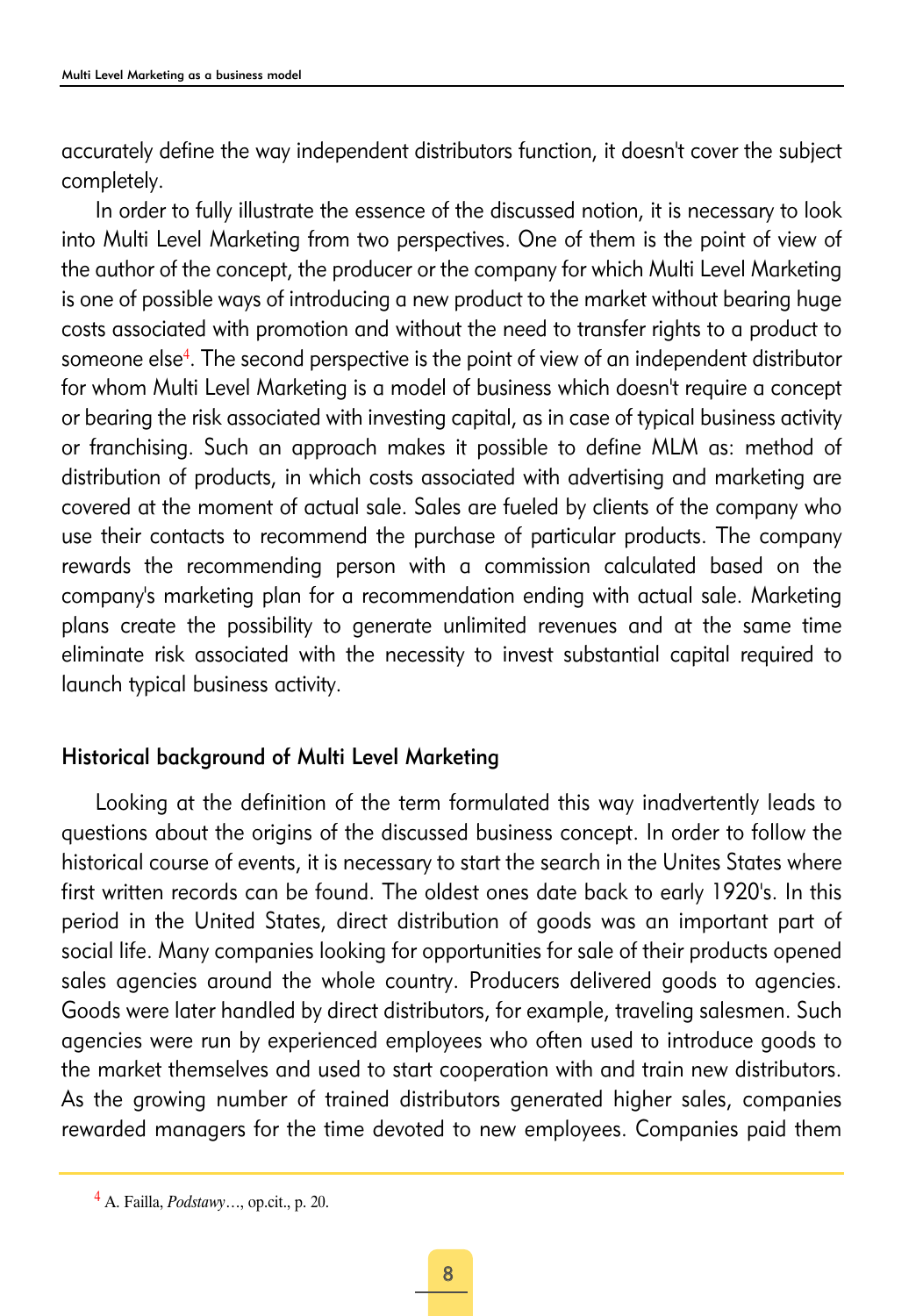accurately define the way independent distributors function, it doesn't cover the subject completely.

In order to fully illustrate the essence of the discussed notion, it is necessary to look into Multi Level Marketing from two perspectives. One of them is the point of view of the author of the concept, the producer or the company for which Multi Level Marketing is one of possible ways of introducing a new product to the market without bearing huge costs associated with promotion and without the need to transfer rights to a product to someone else[4]. The second perspective is the point of view of an independent distributor for whom Multi Level Marketing is a model of business which doesn't require a concept or bearing the risk associated with investing capital, as in case of typical business activity or franchising. Such an approach makes it possible to define MLM as: method of distribution of products, in which costs associated with advertising and marketing are covered at the moment of actual sale. Sales are fueled by clients of the company who use their contacts to recommend the purchase of particular products. The company rewards the recommending person with a commission calculated based on the company's marketing plan for a recommendation ending with actual sale. Marketing plans create the possibility to generate unlimited revenues and at the same time eliminate risk associated with the necessity to invest substantial capital required to launch typical business activity.

## Historical background of Multi Level Marketing

Looking at the definition of the term formulated this way inadvertently leads to questions about the origins of the discussed business concept. In order to follow the historical course of events, it is necessary to start the search in the Unites States where first written records can be found. The oldest ones date back to early 1920's. In this period in the United States, direct distribution of goods was an important part of social life. Many companies looking for opportunities for sale of their products opened sales agencies around the whole country. Producers delivered goods to agencies. Goods were later handled by direct distributors, for example, traveling salesmen. Such agencies were run by experienced employees who often used to introduce goods to the market themselves and used to start cooperation with and train new distributors. As the growing number of trained distributors generated higher sales, companies rewarded managers for the time devoted to new employees. Companies paid them

[4] A. Failla, *Podstawy*…, op.cit., p. 20.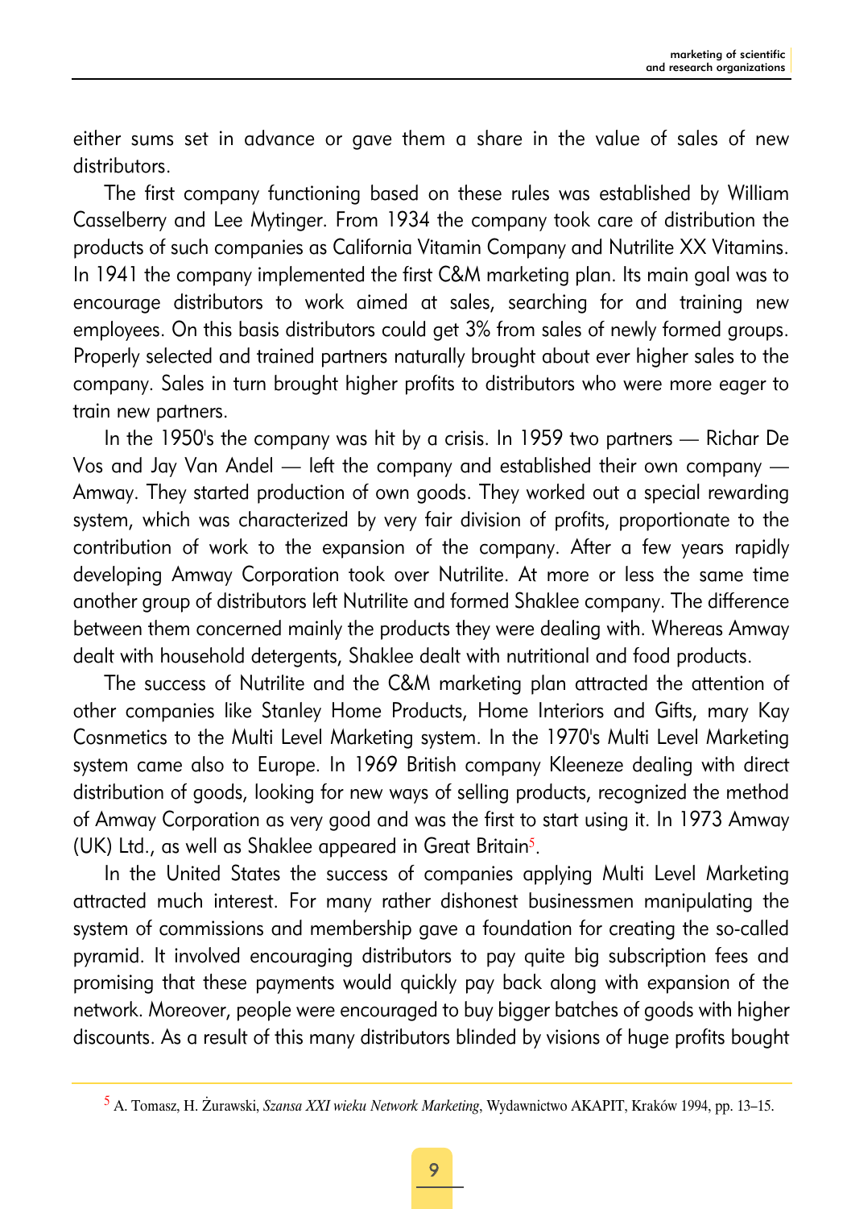either sums set in advance or gave them a share in the value of sales of new distributors.

The first company functioning based on these rules was established by William Casselberry and Lee Mytinger. From 1934 the company took care of distribution the products of such companies as California Vitamin Company and Nutrilite XX Vitamins. In 1941 the company implemented the first C&M marketing plan. Its main goal was to encourage distributors to work aimed at sales, searching for and training new employees. On this basis distributors could get 3% from sales of newly formed groups. Properly selected and trained partners naturally brought about ever higher sales to the company. Sales in turn brought higher profits to distributors who were more eager to train new partners.

In the 1950's the company was hit by a crisis. In 1959 two partners — Richar De Vos and Jay Van Andel — left the company and established their own company — Amway. They started production of own goods. They worked out a special rewarding system, which was characterized by very fair division of profits, proportionate to the contribution of work to the expansion of the company. After a few years rapidly developing Amway Corporation took over Nutrilite. At more or less the same time another group of distributors left Nutrilite and formed Shaklee company. The difference between them concerned mainly the products they were dealing with. Whereas Amway dealt with household detergents, Shaklee dealt with nutritional and food products.

The success of Nutrilite and the C&M marketing plan attracted the attention of other companies like Stanley Home Products, Home Interiors and Gifts, mary Kay Cosnmetics to the Multi Level Marketing system. In the 1970's Multi Level Marketing system came also to Europe. In 1969 British company Kleeneze dealing with direct distribution of goods, looking for new ways of selling products, recognized the method of Amway Corporation as very good and was the first to start using it. In 1973 Amway (UK) Ltd., as well as Shaklee appeared in Great Britain[5].

In the United States the success of companies applying Multi Level Marketing attracted much interest. For many rather dishonest businessmen manipulating the system of commissions and membership gave a foundation for creating the so-called pyramid. It involved encouraging distributors to pay quite big subscription fees and promising that these payments would quickly pay back along with expansion of the network. Moreover, people were encouraged to buy bigger batches of goods with higher discounts. As a result of this many distributors blinded by visions of huge profits bought

---

[5] A. Tomasz, H. Żurawski, *Szansa XXI wieku Network Marketing*, Wydawnictwo AKAPIT, Kraków 1994, pp. 13–15.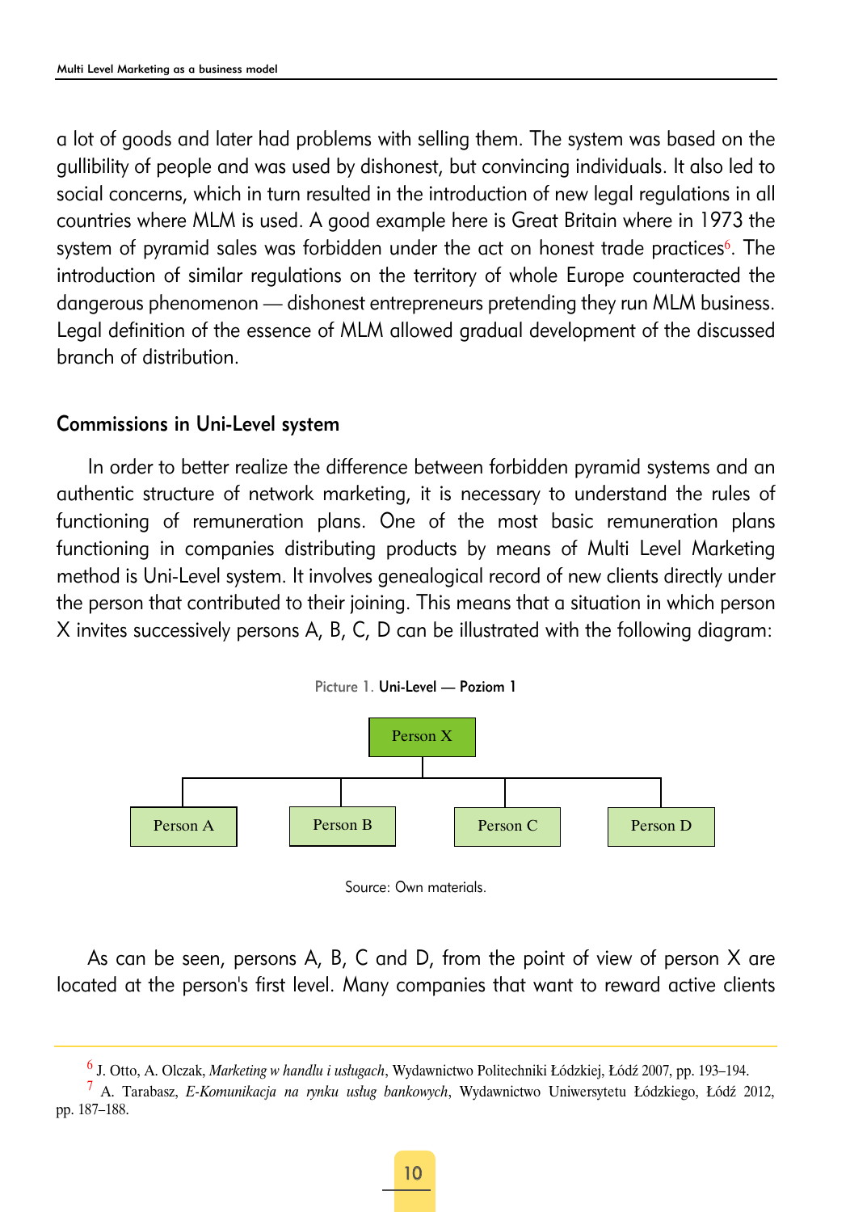a lot of goods and later had problems with selling them. The system was based on the gullibility of people and was used by dishonest, but convincing individuals. It also led to social concerns, which in turn resulted in the introduction of new legal regulations in all countries where MLM is used. A good example here is Great Britain where in 1973 the system of pyramid sales was forbidden under the act on honest trade practices[6]. The introduction of similar regulations on the territory of whole Europe counteracted the dangerous phenomenon — dishonest entrepreneurs pretending they run MLM business. Legal definition of the essence of MLM allowed gradual development of the discussed branch of distribution.

## Commissions in Uni-Level system

In order to better realize the difference between forbidden pyramid systems and an authentic structure of network marketing, it is necessary to understand the rules of functioning of remuneration plans. One of the most basic remuneration plans functioning in companies distributing products by means of Multi Level Marketing method is Uni-Level system. It involves genealogical record of new clients directly under the person that contributed to their joining. This means that a situation in which person X invites successively persons A, B, C, D can be illustrated with the following diagram:

Picture 1. **Uni-Level — Poziom 1**

Person X

Person A | Person B | Person C | Person D

Source: Own materials.

As can be seen, persons A, B, C and D, from the point of view of person X are located at the person's first level. Many companies that want to reward active clients

---

[6] J. Otto, A. Olczak, *Marketing w handlu i usługach*, Wydawnictwo Politechniki Łódzkiej, Łódź 2007, pp. 193–194.

[7] A. Tarabasz, *E-Komunikacja na rynku usług bankowych*, Wydawnictwo Uniwersytetu Łódzkiego, Łódź 2012, pp. 187–188.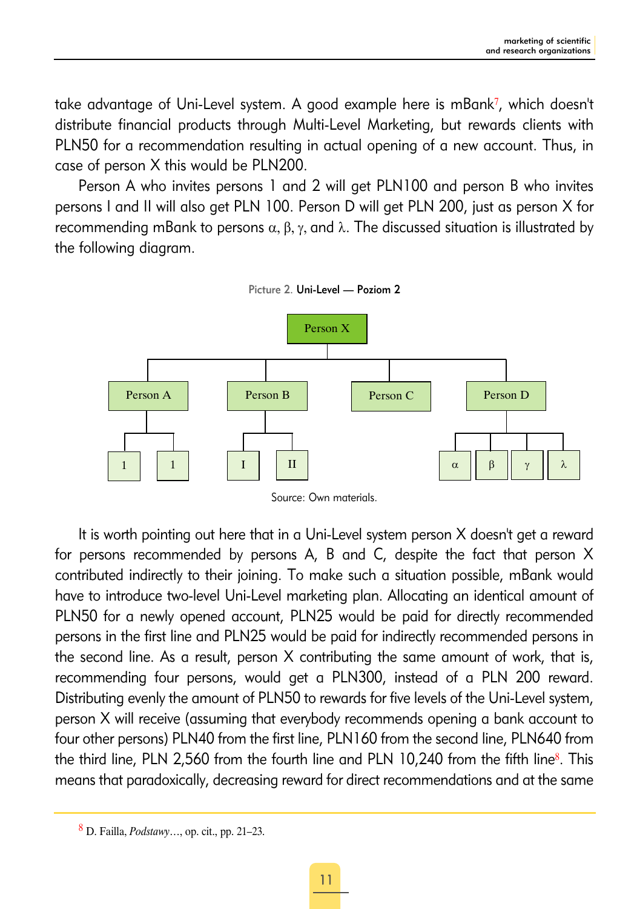take advantage of Uni-Level system. A good example here is mBank[7], which doesn't distribute financial products through Multi-Level Marketing, but rewards clients with PLN50 for a recommendation resulting in actual opening of a new account. Thus, in case of person X this would be PLN200.

Person A who invites persons 1 and 2 will get PLN100 and person B who invites persons I and II will also get PLN 100. Person D will get PLN 200, just as person X for recommending mBank to persons α, β, γ, and λ. The discussed situation is illustrated by the following diagram.

Picture 2. **Uni-Level — Poziom 2**

```
                              Person X
        ┌──────────────┬──────────┴──────┬─────────────────┐
     Person A       Person B         Person C          Person D
     ┌───┴───┐      ┌───┴───┐                     ┌─────┬──┴──┬─────┐
     1       1      I       II                    α     β     γ     λ
```

Source: Own materials.

It is worth pointing out here that in a Uni-Level system person X doesn't get a reward for persons recommended by persons A, B and C, despite the fact that person X contributed indirectly to their joining. To make such a situation possible, mBank would have to introduce two-level Uni-Level marketing plan. Allocating an identical amount of PLN50 for a newly opened account, PLN25 would be paid for directly recommended persons in the first line and PLN25 would be paid for indirectly recommended persons in the second line. As a result, person X contributing the same amount of work, that is, recommending four persons, would get a PLN300, instead of a PLN 200 reward. Distributing evenly the amount of PLN50 to rewards for five levels of the Uni-Level system, person X will receive (assuming that everybody recommends opening a bank account to four other persons) PLN40 from the first line, PLN160 from the second line, PLN640 from the third line, PLN 2,560 from the fourth line and PLN 10,240 from the fifth line[8]. This means that paradoxically, decreasing reward for direct recommendations and at the same

---

[8] D. Failla, *Podstawy*…, op. cit., pp. 21–23.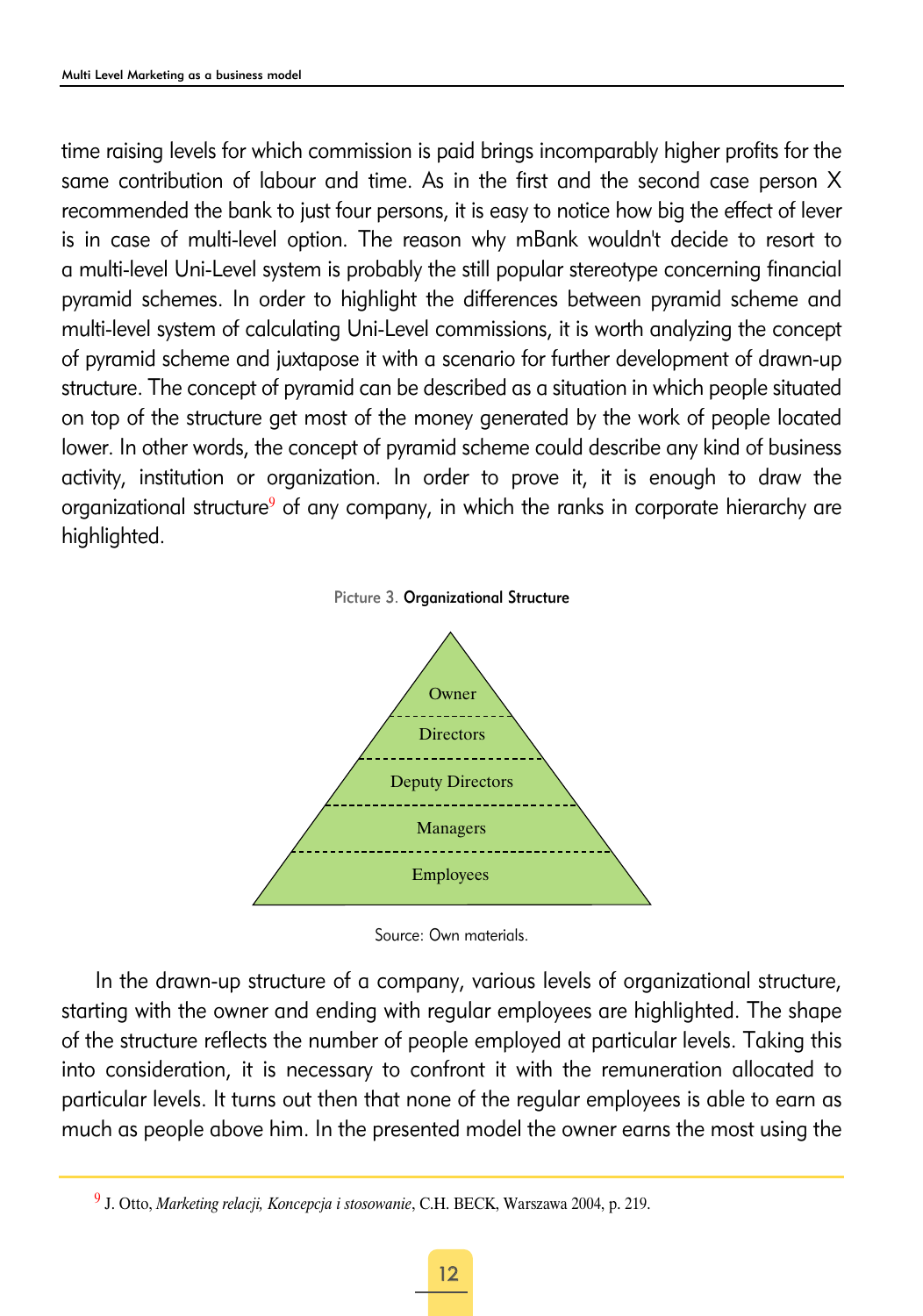time raising levels for which commission is paid brings incomparably higher profits for the same contribution of labour and time. As in the first and the second case person X recommended the bank to just four persons, it is easy to notice how big the effect of lever is in case of multi-level option. The reason why mBank wouldn't decide to resort to a multi-level Uni-Level system is probably the still popular stereotype concerning financial pyramid schemes. In order to highlight the differences between pyramid scheme and multi-level system of calculating Uni-Level commissions, it is worth analyzing the concept of pyramid scheme and juxtapose it with a scenario for further development of drawn-up structure. The concept of pyramid can be described as a situation in which people situated on top of the structure get most of the money generated by the work of people located lower. In other words, the concept of pyramid scheme could describe any kind of business activity, institution or organization. In order to prove it, it is enough to draw the organizational structure[9] of any company, in which the ranks in corporate hierarchy are highlighted.

Picture 3. **Organizational Structure**

Owner

Directors

Deputy Directors

Managers

Employees

Source: Own materials.

In the drawn-up structure of a company, various levels of organizational structure, starting with the owner and ending with regular employees are highlighted. The shape of the structure reflects the number of people employed at particular levels. Taking this into consideration, it is necessary to confront it with the remuneration allocated to particular levels. It turns out then that none of the regular employees is able to earn as much as people above him. In the presented model the owner earns the most using the

[9] J. Otto, *Marketing relacji, Koncepcja i stosowanie*, C.H. BECK, Warszawa 2004, p. 219.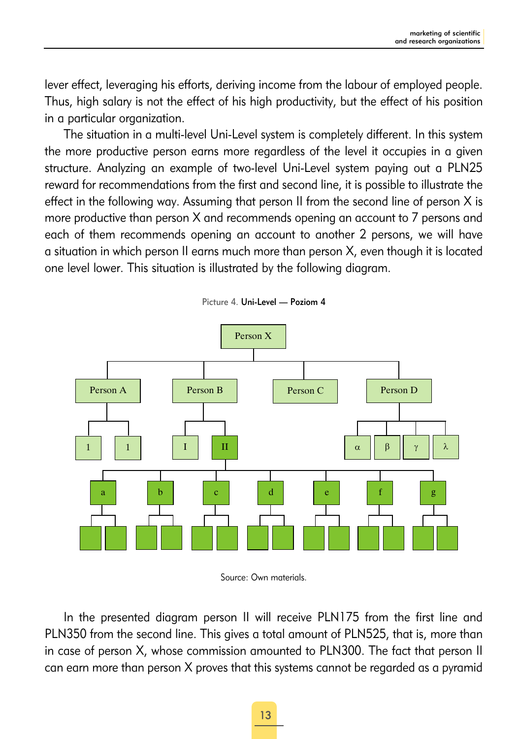lever effect, leveraging his efforts, deriving income from the labour of employed people. Thus, high salary is not the effect of his high productivity, but the effect of his position in a particular organization.

The situation in a multi-level Uni-Level system is completely different. In this system the more productive person earns more regardless of the level it occupies in a given structure. Analyzing an example of two-level Uni-Level system paying out a PLN25 reward for recommendations from the first and second line, it is possible to illustrate the effect in the following way. Assuming that person II from the second line of person X is more productive than person X and recommends opening an account to 7 persons and each of them recommends opening an account to another 2 persons, we will have a situation in which person II earns much more than person X, even though it is located one level lower. This situation is illustrated by the following diagram.

Picture 4. **Uni-Level — Poziom 4**

Source: Own materials.

In the presented diagram person II will receive PLN175 from the first line and PLN350 from the second line. This gives a total amount of PLN525, that is, more than in case of person X, whose commission amounted to PLN300. The fact that person II can earn more than person X proves that this systems cannot be regarded as a pyramid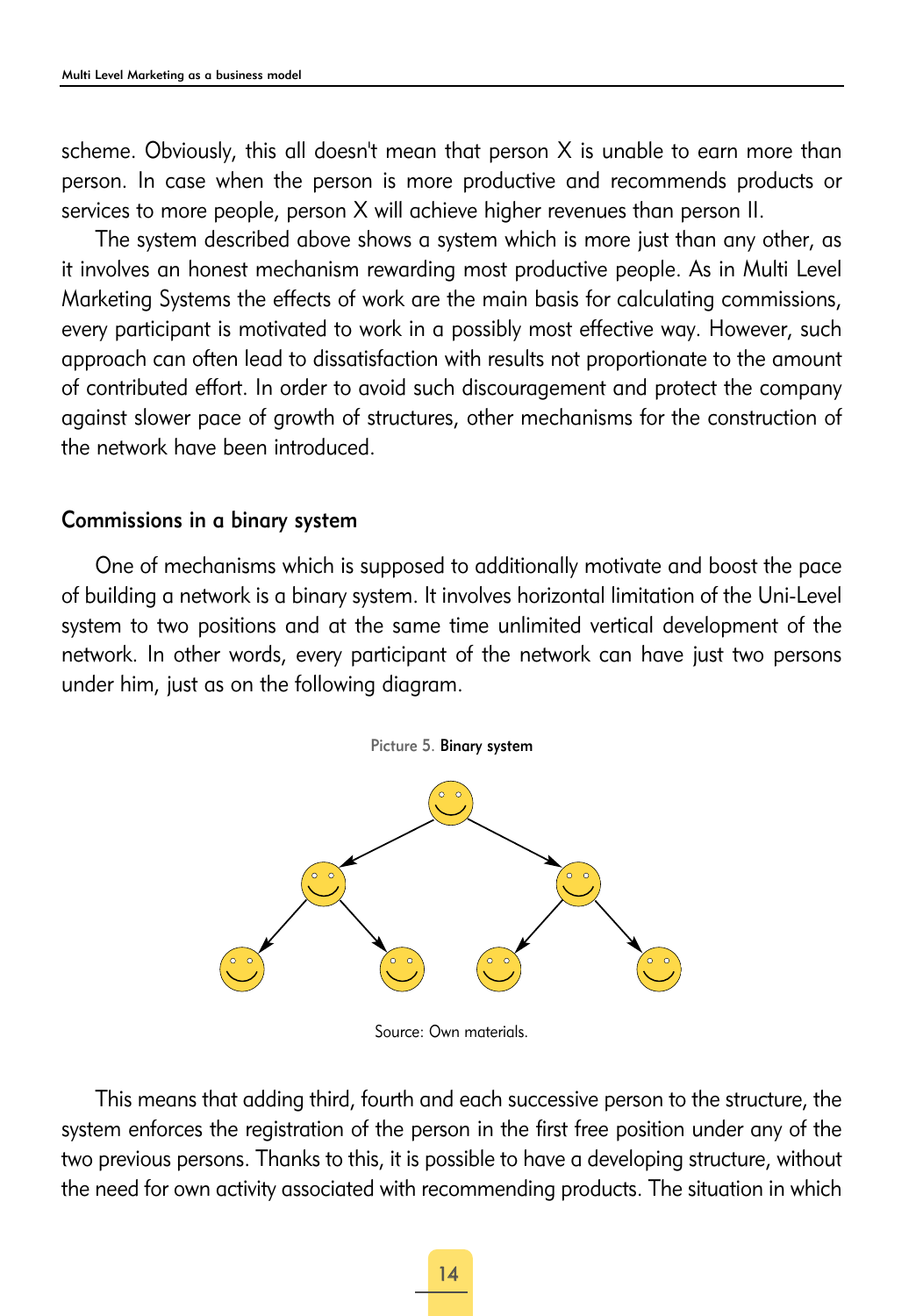scheme. Obviously, this all doesn't mean that person X is unable to earn more than person. In case when the person is more productive and recommends products or services to more people, person X will achieve higher revenues than person II.

The system described above shows a system which is more just than any other, as it involves an honest mechanism rewarding most productive people. As in Multi Level Marketing Systems the effects of work are the main basis for calculating commissions, every participant is motivated to work in a possibly most effective way. However, such approach can often lead to dissatisfaction with results not proportionate to the amount of contributed effort. In order to avoid such discouragement and protect the company against slower pace of growth of structures, other mechanisms for the construction of the network have been introduced.

## Commissions in a binary system

One of mechanisms which is supposed to additionally motivate and boost the pace of building a network is a binary system. It involves horizontal limitation of the Uni-Level system to two positions and at the same time unlimited vertical development of the network. In other words, every participant of the network can have just two persons under him, just as on the following diagram.

Picture 5. **Binary system**

Source: Own materials.

This means that adding third, fourth and each successive person to the structure, the system enforces the registration of the person in the first free position under any of the two previous persons. Thanks to this, it is possible to have a developing structure, without the need for own activity associated with recommending products. The situation in which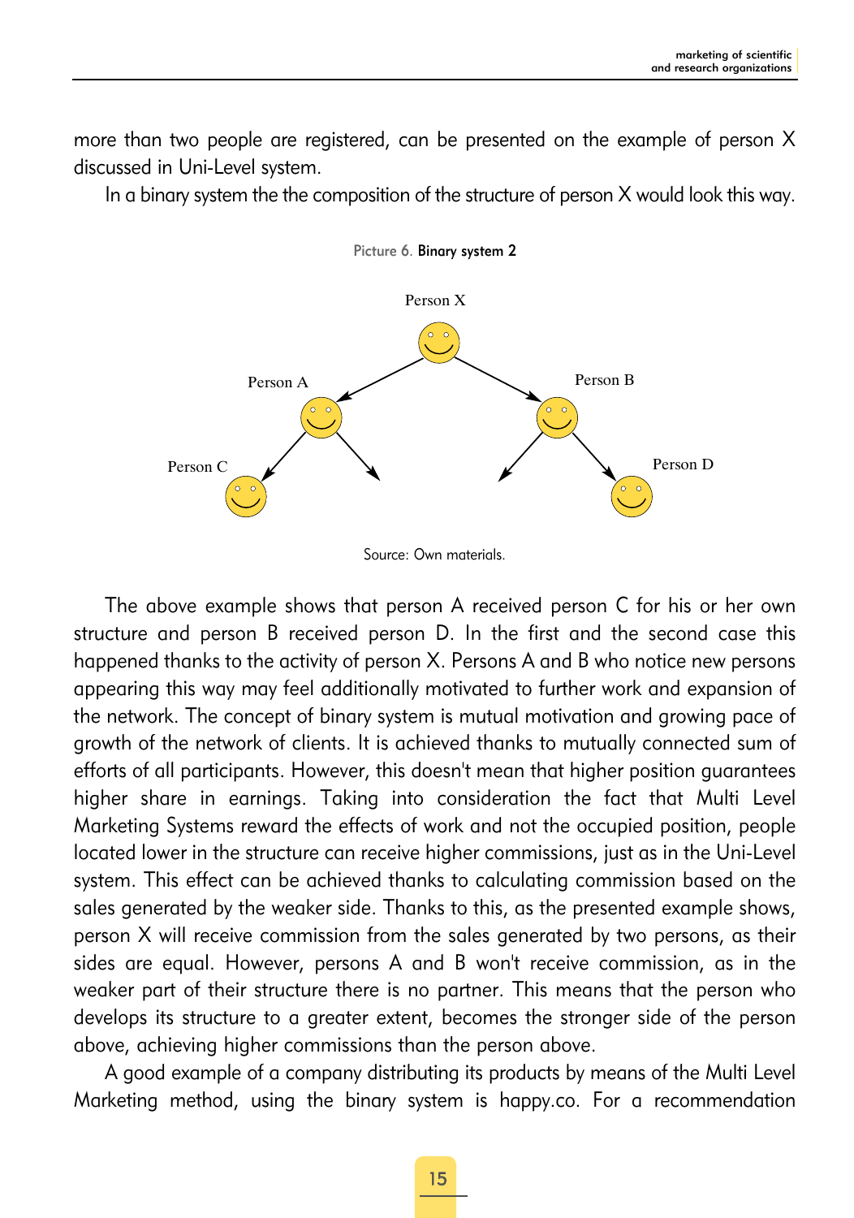more than two people are registered, can be presented on the example of person X discussed in Uni-Level system.

In a binary system the the composition of the structure of person X would look this way.

Picture 6. **Binary system 2**

Source: Own materials.

The above example shows that person A received person C for his or her own structure and person B received person D. In the first and the second case this happened thanks to the activity of person X. Persons A and B who notice new persons appearing this way may feel additionally motivated to further work and expansion of the network. The concept of binary system is mutual motivation and growing pace of growth of the network of clients. It is achieved thanks to mutually connected sum of efforts of all participants. However, this doesn't mean that higher position guarantees higher share in earnings. Taking into consideration the fact that Multi Level Marketing Systems reward the effects of work and not the occupied position, people located lower in the structure can receive higher commissions, just as in the Uni-Level system. This effect can be achieved thanks to calculating commission based on the sales generated by the weaker side. Thanks to this, as the presented example shows, person X will receive commission from the sales generated by two persons, as their sides are equal. However, persons A and B won't receive commission, as in the weaker part of their structure there is no partner. This means that the person who develops its structure to a greater extent, becomes the stronger side of the person above, achieving higher commissions than the person above.

A good example of a company distributing its products by means of the Multi Level Marketing method, using the binary system is happy.co. For a recommendation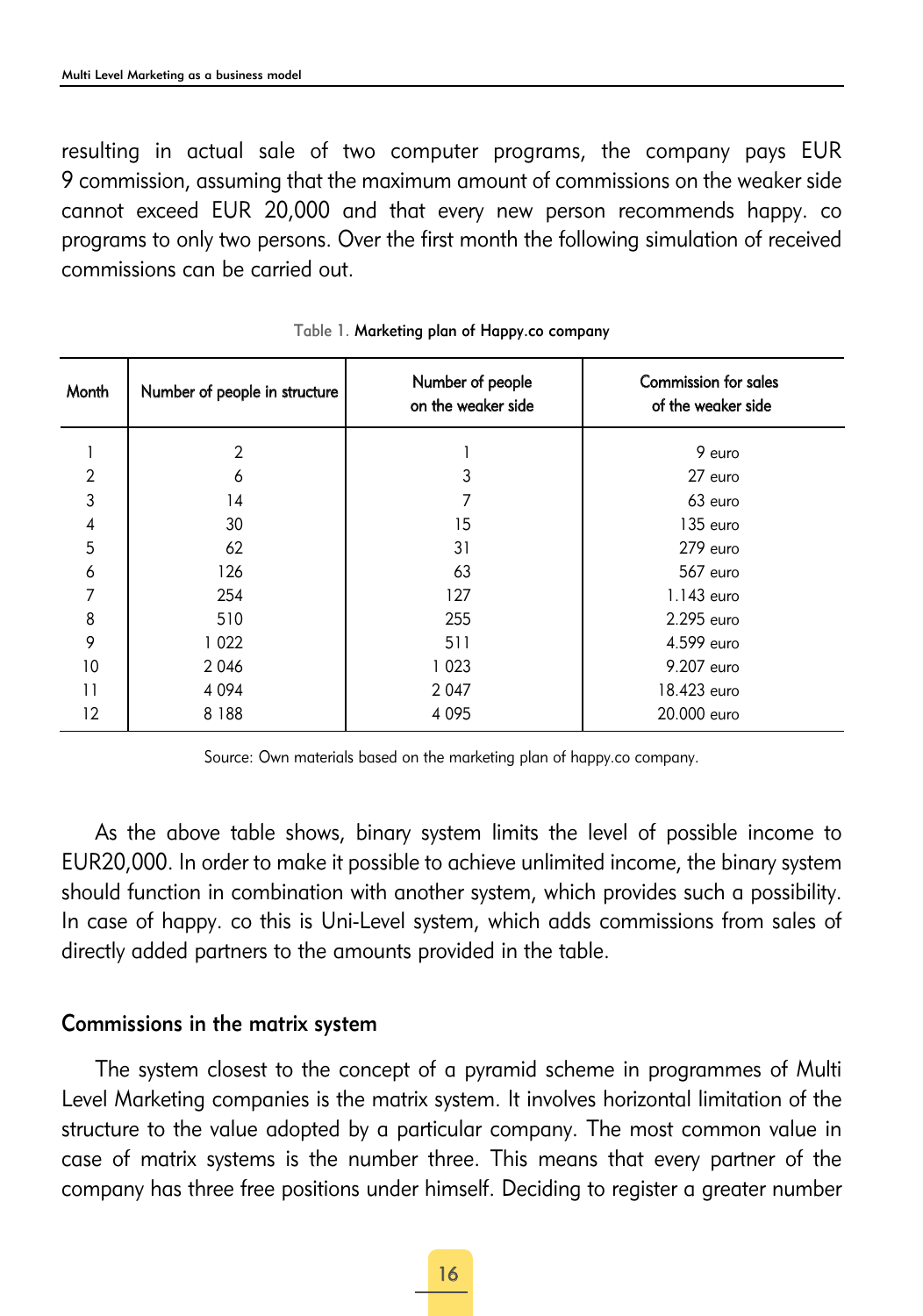resulting in actual sale of two computer programs, the company pays EUR 9 commission, assuming that the maximum amount of commissions on the weaker side cannot exceed EUR 20,000 and that every new person recommends happy. co programs to only two persons. Over the first month the following simulation of received commissions can be carried out.

Table 1. **Marketing plan of Happy.co company**

| Month | Number of people in structure | Number of people on the weaker side | Commission for sales of the weaker side |
|---|---|---|---|
| 1 | 2 | 1 | 9 euro |
| 2 | 6 | 3 | 27 euro |
| 3 | 14 | 7 | 63 euro |
| 4 | 30 | 15 | 135 euro |
| 5 | 62 | 31 | 279 euro |
| 6 | 126 | 63 | 567 euro |
| 7 | 254 | 127 | 1.143 euro |
| 8 | 510 | 255 | 2.295 euro |
| 9 | 1 022 | 511 | 4.599 euro |
| 10 | 2 046 | 1 023 | 9.207 euro |
| 11 | 4 094 | 2 047 | 18.423 euro |
| 12 | 8 188 | 4 095 | 20.000 euro |

Source: Own materials based on the marketing plan of happy.co company.

As the above table shows, binary system limits the level of possible income to EUR20,000. In order to make it possible to achieve unlimited income, the binary system should function in combination with another system, which provides such a possibility. In case of happy. co this is Uni-Level system, which adds commissions from sales of directly added partners to the amounts provided in the table.

### Commissions in the matrix system

The system closest to the concept of a pyramid scheme in programmes of Multi Level Marketing companies is the matrix system. It involves horizontal limitation of the structure to the value adopted by a particular company. The most common value in case of matrix systems is the number three. This means that every partner of the company has three free positions under himself. Deciding to register a greater number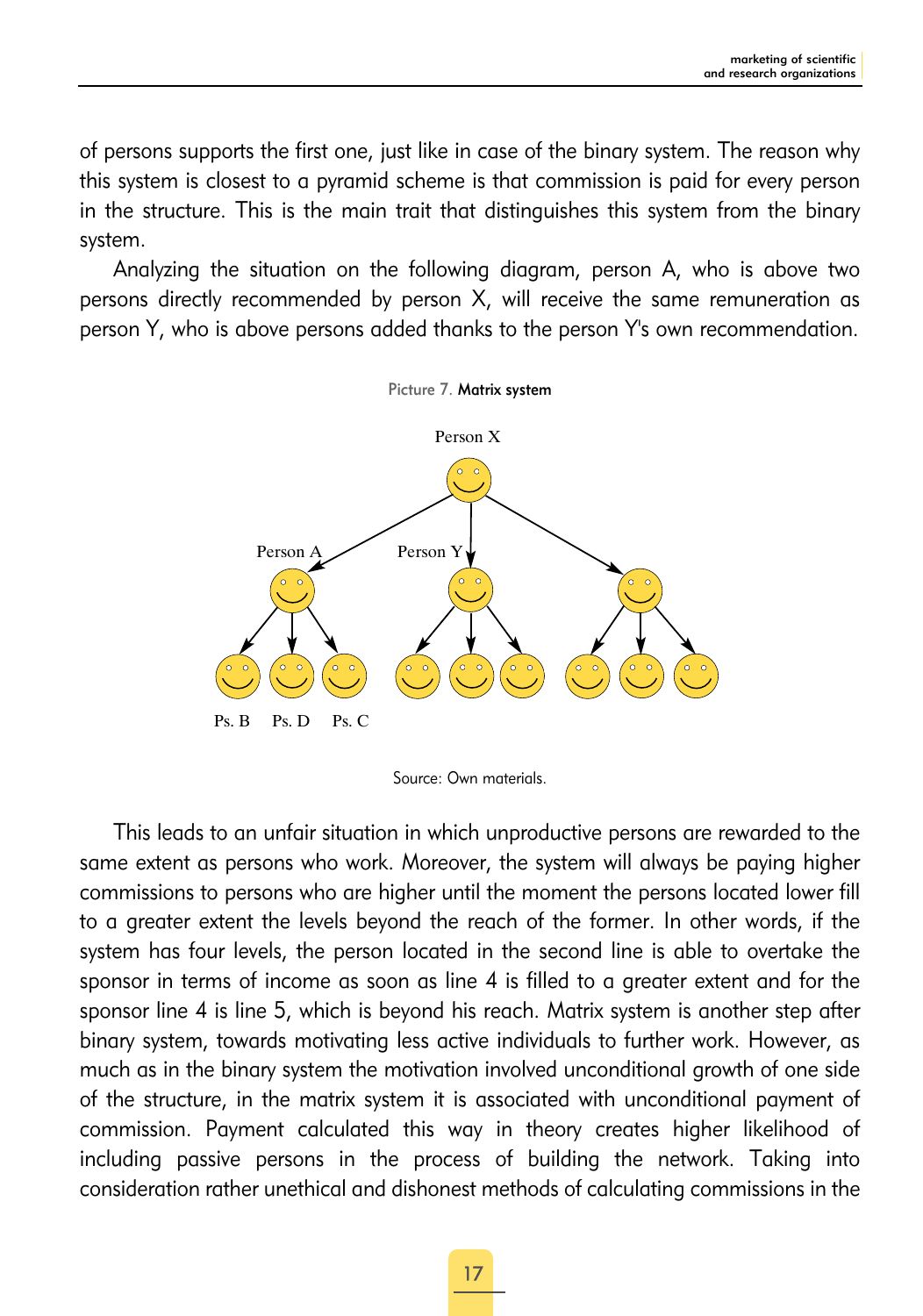of persons supports the first one, just like in case of the binary system. The reason why this system is closest to a pyramid scheme is that commission is paid for every person in the structure. This is the main trait that distinguishes this system from the binary system.

Analyzing the situation on the following diagram, person A, who is above two persons directly recommended by person X, will receive the same remuneration as person Y, who is above persons added thanks to the person Y's own recommendation.

Picture 7. **Matrix system**

Source: Own materials.

This leads to an unfair situation in which unproductive persons are rewarded to the same extent as persons who work. Moreover, the system will always be paying higher commissions to persons who are higher until the moment the persons located lower fill to a greater extent the levels beyond the reach of the former. In other words, if the system has four levels, the person located in the second line is able to overtake the sponsor in terms of income as soon as line 4 is filled to a greater extent and for the sponsor line 4 is line 5, which is beyond his reach. Matrix system is another step after binary system, towards motivating less active individuals to further work. However, as much as in the binary system the motivation involved unconditional growth of one side of the structure, in the matrix system it is associated with unconditional payment of commission. Payment calculated this way in theory creates higher likelihood of including passive persons in the process of building the network. Taking into consideration rather unethical and dishonest methods of calculating commissions in the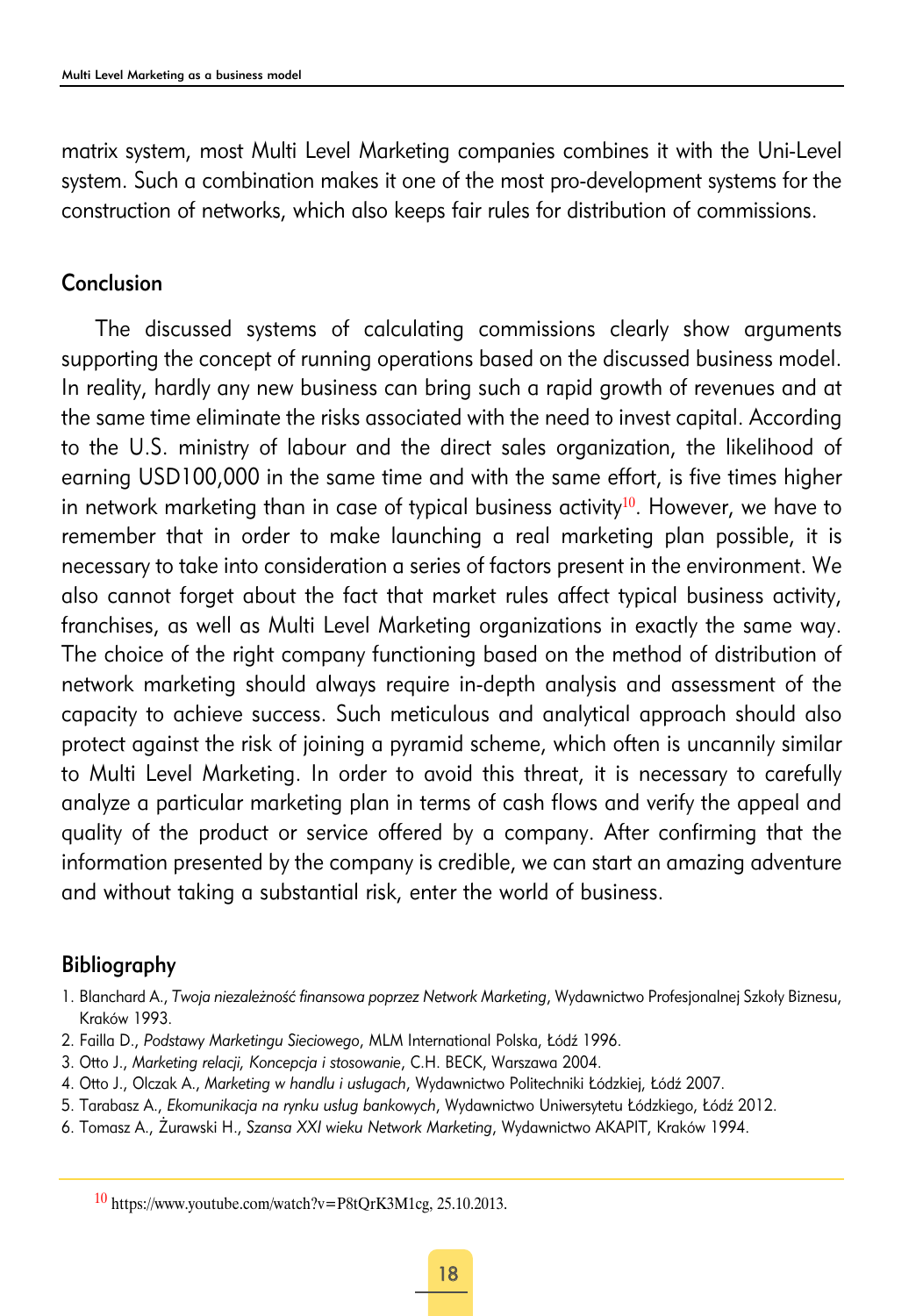matrix system, most Multi Level Marketing companies combines it with the Uni-Level system. Such a combination makes it one of the most pro-development systems for the construction of networks, which also keeps fair rules for distribution of commissions.

## Conclusion

The discussed systems of calculating commissions clearly show arguments supporting the concept of running operations based on the discussed business model. In reality, hardly any new business can bring such a rapid growth of revenues and at the same time eliminate the risks associated with the need to invest capital. According to the U.S. ministry of labour and the direct sales organization, the likelihood of earning USD100,000 in the same time and with the same effort, is five times higher in network marketing than in case of typical business activity[10]. However, we have to remember that in order to make launching a real marketing plan possible, it is necessary to take into consideration a series of factors present in the environment. We also cannot forget about the fact that market rules affect typical business activity, franchises, as well as Multi Level Marketing organizations in exactly the same way. The choice of the right company functioning based on the method of distribution of network marketing should always require in-depth analysis and assessment of the capacity to achieve success. Such meticulous and analytical approach should also protect against the risk of joining a pyramid scheme, which often is uncannily similar to Multi Level Marketing. In order to avoid this threat, it is necessary to carefully analyze a particular marketing plan in terms of cash flows and verify the appeal and quality of the product or service offered by a company. After confirming that the information presented by the company is credible, we can start an amazing adventure and without taking a substantial risk, enter the world of business.

## Bibliography

1. Blanchard A., *Twoja niezależność finansowa poprzez Network Marketing*, Wydawnictwo Profesjonalnej Szkoły Biznesu, Kraków 1993.
2. Failla D., *Podstawy Marketingu Sieciowego*, MLM International Polska, Łódź 1996.
3. Otto J., *Marketing relacji, Koncepcja i stosowanie*, C.H. BECK, Warszawa 2004.
4. Otto J., Olczak A., *Marketing w handlu i usługach*, Wydawnictwo Politechniki Łódzkiej, Łódź 2007.
5. Tarabasz A., *Ekomunikacja na rynku usług bankowych*, Wydawnictwo Uniwersytetu Łódzkiego, Łódź 2012.
6. Tomasz A., Żurawski H., *Szansa XXI wieku Network Marketing*, Wydawnictwo AKAPIT, Kraków 1994.

---

[10] https://www.youtube.com/watch?v=P8tQrK3M1cg, 25.10.2013.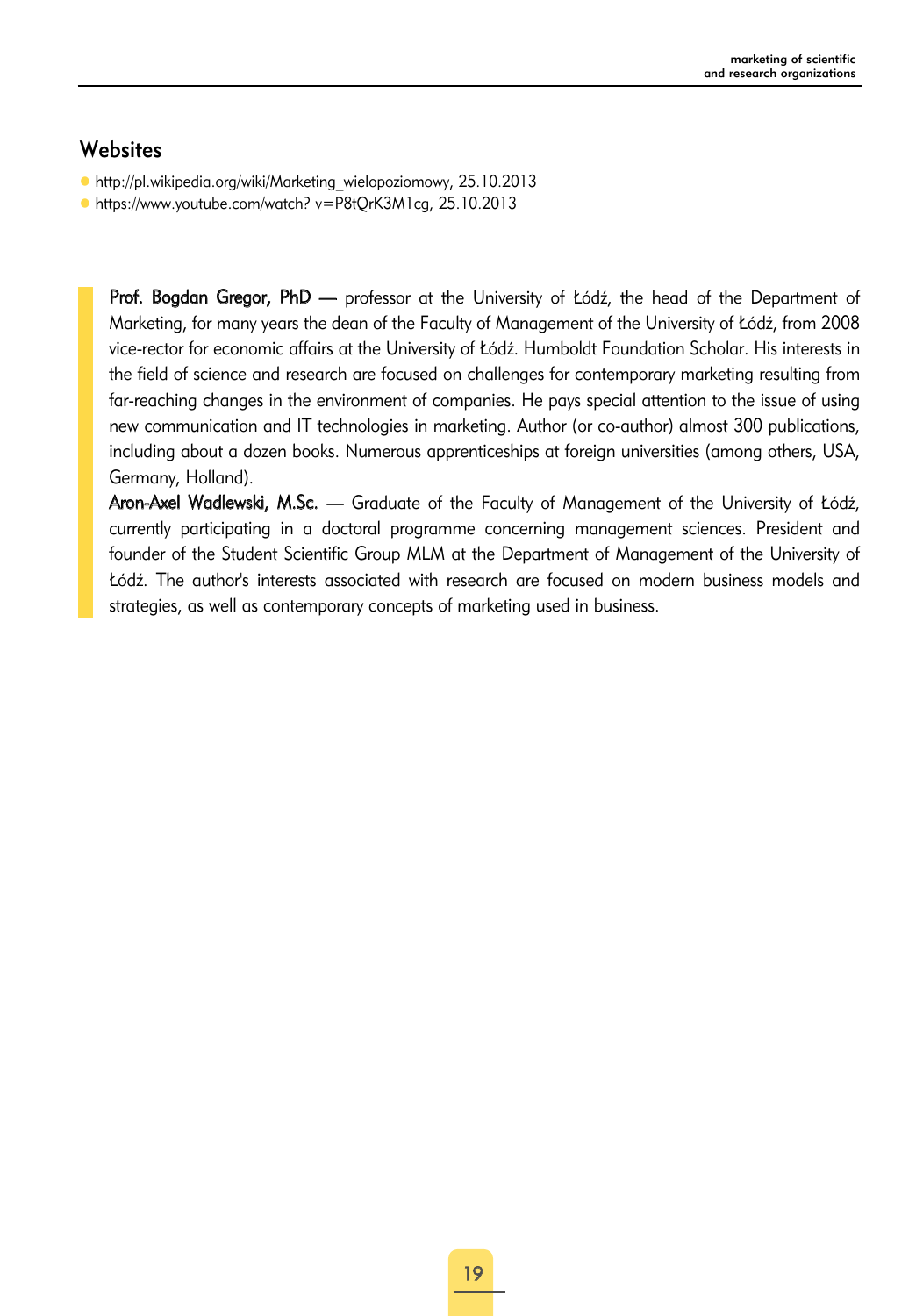## Websites

- http://pl.wikipedia.org/wiki/Marketing_wielopoziomowy, 25.10.2013
- https://www.youtube.com/watch? v=P8tQrK3M1cg, 25.10.2013

**Prof. Bogdan Gregor, PhD** — professor at the University of Łódź, the head of the Department of Marketing, for many years the dean of the Faculty of Management of the University of Łódź, from 2008 vice-rector for economic affairs at the University of Łódź. Humboldt Foundation Scholar. His interests in the field of science and research are focused on challenges for contemporary marketing resulting from far-reaching changes in the environment of companies. He pays special attention to the issue of using new communication and IT technologies in marketing. Author (or co-author) almost 300 publications, including about a dozen books. Numerous apprenticeships at foreign universities (among others, USA, Germany, Holland).

**Aron-Axel Wadlewski, M.Sc.** — Graduate of the Faculty of Management of the University of Łódź, currently participating in a doctoral programme concerning management sciences. President and founder of the Student Scientific Group MLM at the Department of Management of the University of Łódź. The author's interests associated with research are focused on modern business models and strategies, as well as contemporary concepts of marketing used in business.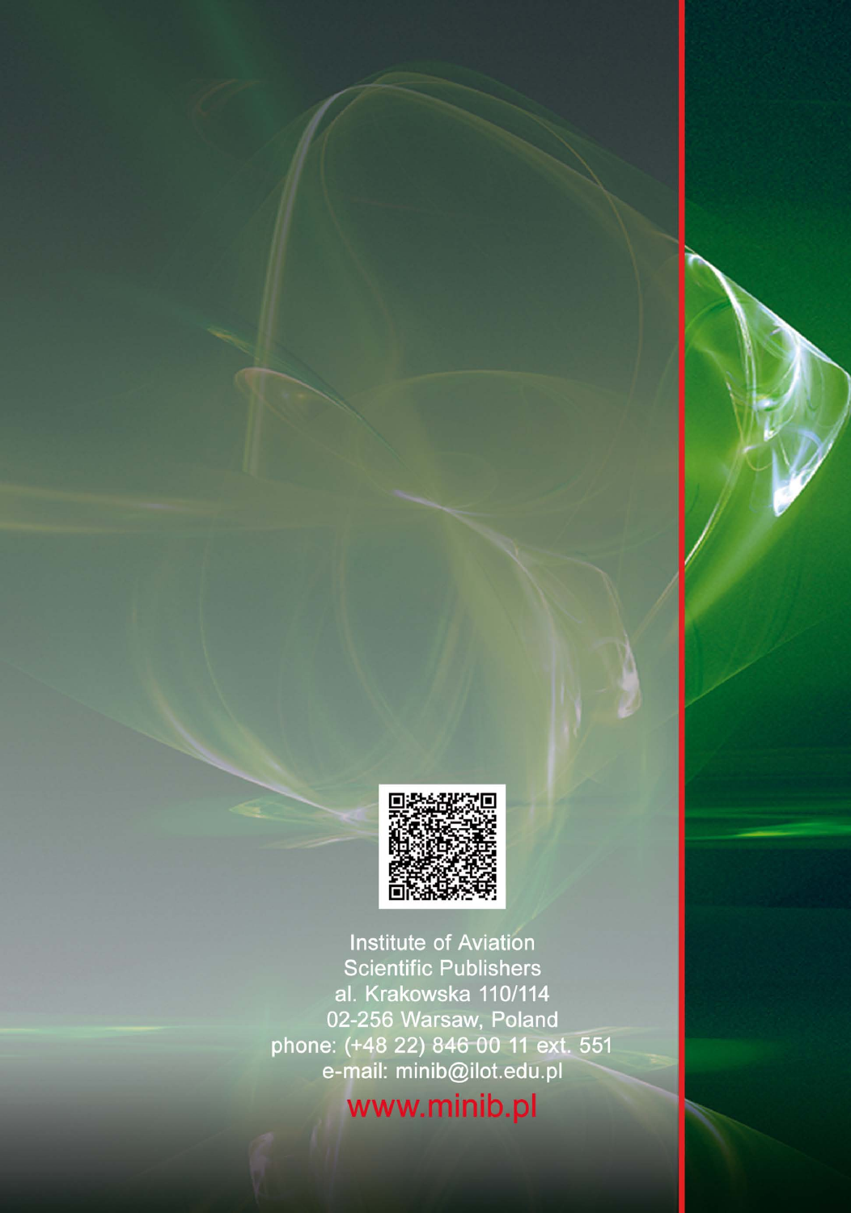Institute of Aviation
Scientific Publishers
al. Krakowska 110/114
02-256 Warsaw, Poland
phone: (+48 22) 846 00 11 ext. 551
e-mail: minib@ilot.edu.pl

www.minib.pl